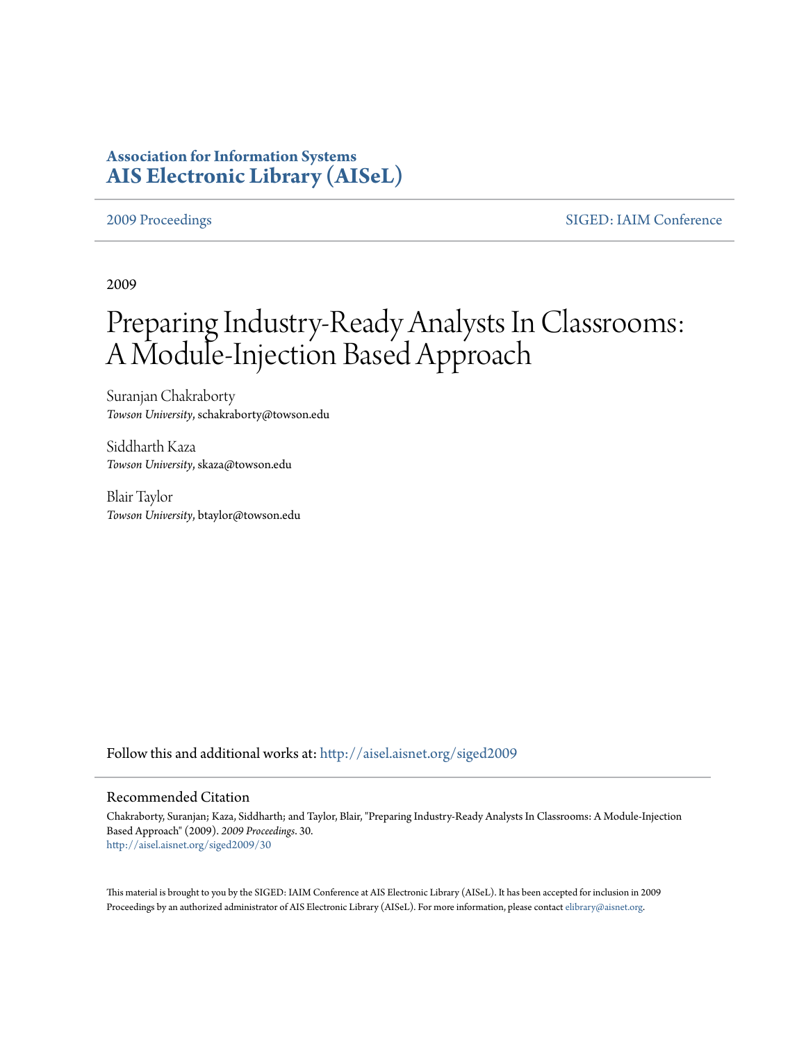**Association for Information Systems**
**AIS Electronic Library (AISeL)**

2009 Proceedings | SIGED: IAIM Conference

2009

# Preparing Industry-Ready Analysts In Classrooms: A Module-Injection Based Approach

Suranjan Chakraborty
*Towson University*, schakraborty@towson.edu

Siddharth Kaza
*Towson University*, skaza@towson.edu

Blair Taylor
*Towson University*, btaylor@towson.edu

Follow this and additional works at: http://aisel.aisnet.org/siged2009

## Recommended Citation

Chakraborty, Suranjan; Kaza, Siddharth; and Taylor, Blair, "Preparing Industry-Ready Analysts In Classrooms: A Module-Injection Based Approach" (2009). *2009 Proceedings*. 30.
http://aisel.aisnet.org/siged2009/30

This material is brought to you by the SIGED: IAIM Conference at AIS Electronic Library (AISeL). It has been accepted for inclusion in 2009 Proceedings by an authorized administrator of AIS Electronic Library (AISeL). For more information, please contact elibrary@aisnet.org.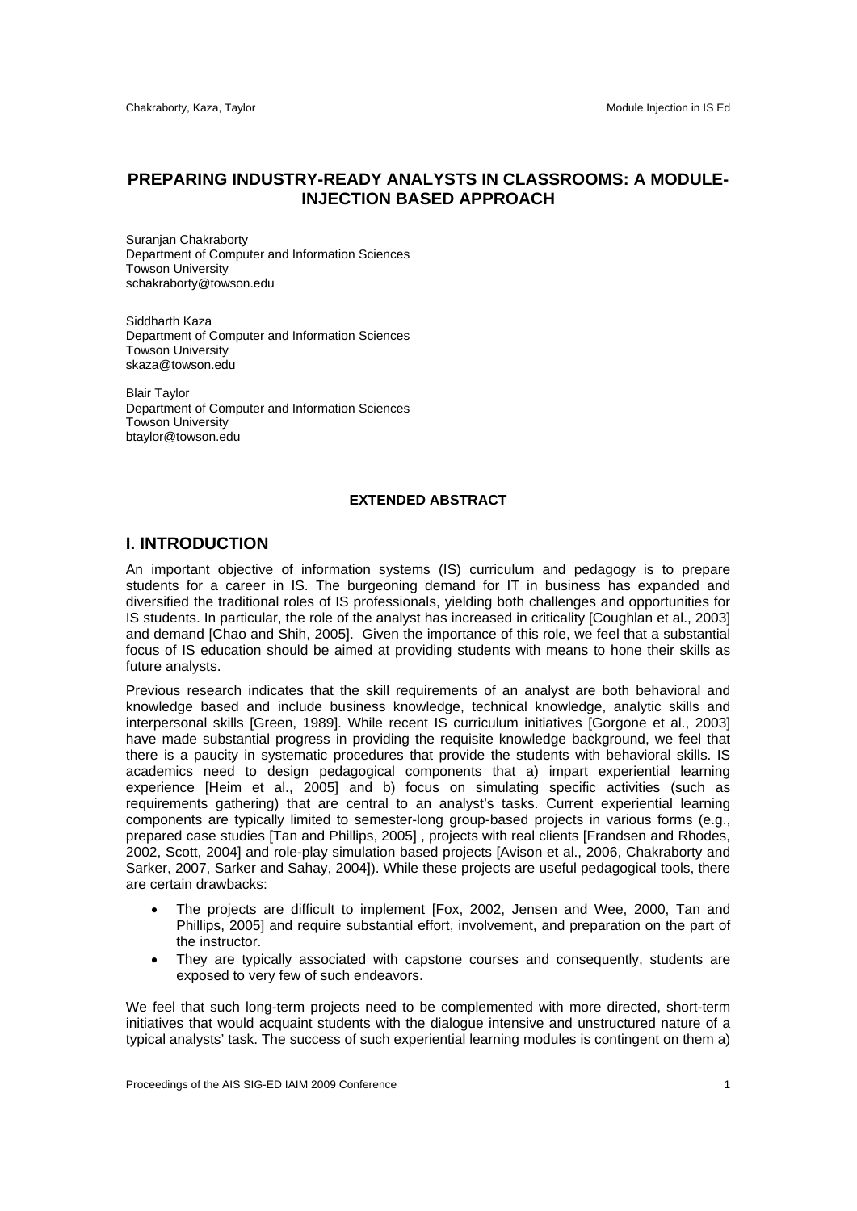# PREPARING INDUSTRY-READY ANALYSTS IN CLASSROOMS: A MODULE-INJECTION BASED APPROACH

Suranjan Chakraborty
Department of Computer and Information Sciences
Towson University
schakraborty@towson.edu

Siddharth Kaza
Department of Computer and Information Sciences
Towson University
skaza@towson.edu

Blair Taylor
Department of Computer and Information Sciences
Towson University
btaylor@towson.edu

**EXTENDED ABSTRACT**

## I. INTRODUCTION

An important objective of information systems (IS) curriculum and pedagogy is to prepare students for a career in IS. The burgeoning demand for IT in business has expanded and diversified the traditional roles of IS professionals, yielding both challenges and opportunities for IS students. In particular, the role of the analyst has increased in criticality [Coughlan et al., 2003] and demand [Chao and Shih, 2005]. Given the importance of this role, we feel that a substantial focus of IS education should be aimed at providing students with means to hone their skills as future analysts.

Previous research indicates that the skill requirements of an analyst are both behavioral and knowledge based and include business knowledge, technical knowledge, analytic skills and interpersonal skills [Green, 1989]. While recent IS curriculum initiatives [Gorgone et al., 2003] have made substantial progress in providing the requisite knowledge background, we feel that there is a paucity in systematic procedures that provide the students with behavioral skills. IS academics need to design pedagogical components that a) impart experiential learning experience [Heim et al., 2005] and b) focus on simulating specific activities (such as requirements gathering) that are central to an analyst's tasks. Current experiential learning components are typically limited to semester-long group-based projects in various forms (e.g., prepared case studies [Tan and Phillips, 2005] , projects with real clients [Frandsen and Rhodes, 2002, Scott, 2004] and role-play simulation based projects [Avison et al., 2006, Chakraborty and Sarker, 2007, Sarker and Sahay, 2004]). While these projects are useful pedagogical tools, there are certain drawbacks:

- The projects are difficult to implement [Fox, 2002, Jensen and Wee, 2000, Tan and Phillips, 2005] and require substantial effort, involvement, and preparation on the part of the instructor.
- They are typically associated with capstone courses and consequently, students are exposed to very few of such endeavors.

We feel that such long-term projects need to be complemented with more directed, short-term initiatives that would acquaint students with the dialogue intensive and unstructured nature of a typical analysts' task. The success of such experiential learning modules is contingent on them a)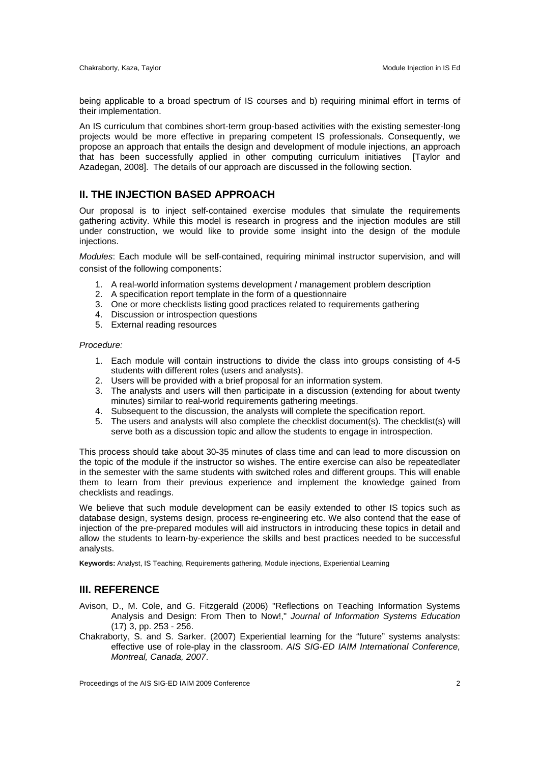being applicable to a broad spectrum of IS courses and b) requiring minimal effort in terms of their implementation.

An IS curriculum that combines short-term group-based activities with the existing semester-long projects would be more effective in preparing competent IS professionals. Consequently, we propose an approach that entails the design and development of module injections, an approach that has been successfully applied in other computing curriculum initiatives [Taylor and Azadegan, 2008]. The details of our approach are discussed in the following section.

## II. THE INJECTION BASED APPROACH

Our proposal is to inject self-contained exercise modules that simulate the requirements gathering activity. While this model is research in progress and the injection modules are still under construction, we would like to provide some insight into the design of the module injections.

*Modules*: Each module will be self-contained, requiring minimal instructor supervision, and will consist of the following components:

1. A real-world information systems development / management problem description
2. A specification report template in the form of a questionnaire
3. One or more checklists listing good practices related to requirements gathering
4. Discussion or introspection questions
5. External reading resources

*Procedure:*

1. Each module will contain instructions to divide the class into groups consisting of 4-5 students with different roles (users and analysts).
2. Users will be provided with a brief proposal for an information system.
3. The analysts and users will then participate in a discussion (extending for about twenty minutes) similar to real-world requirements gathering meetings.
4. Subsequent to the discussion, the analysts will complete the specification report.
5. The users and analysts will also complete the checklist document(s). The checklist(s) will serve both as a discussion topic and allow the students to engage in introspection.

This process should take about 30-35 minutes of class time and can lead to more discussion on the topic of the module if the instructor so wishes. The entire exercise can also be repeatedlater in the semester with the same students with switched roles and different groups. This will enable them to learn from their previous experience and implement the knowledge gained from checklists and readings.

We believe that such module development can be easily extended to other IS topics such as database design, systems design, process re-engineering etc. We also contend that the ease of injection of the pre-prepared modules will aid instructors in introducing these topics in detail and allow the students to learn-by-experience the skills and best practices needed to be successful analysts.

**Keywords:** Analyst, IS Teaching, Requirements gathering, Module injections, Experiential Learning

## III. REFERENCE

Avison, D., M. Cole, and G. Fitzgerald (2006) "Reflections on Teaching Information Systems Analysis and Design: From Then to Now!," *Journal of Information Systems Education* (17) 3, pp. 253 - 256.

Chakraborty, S. and S. Sarker. (2007) Experiential learning for the "future" systems analysts: effective use of role-play in the classroom. *AIS SIG-ED IAIM International Conference, Montreal, Canada, 2007*.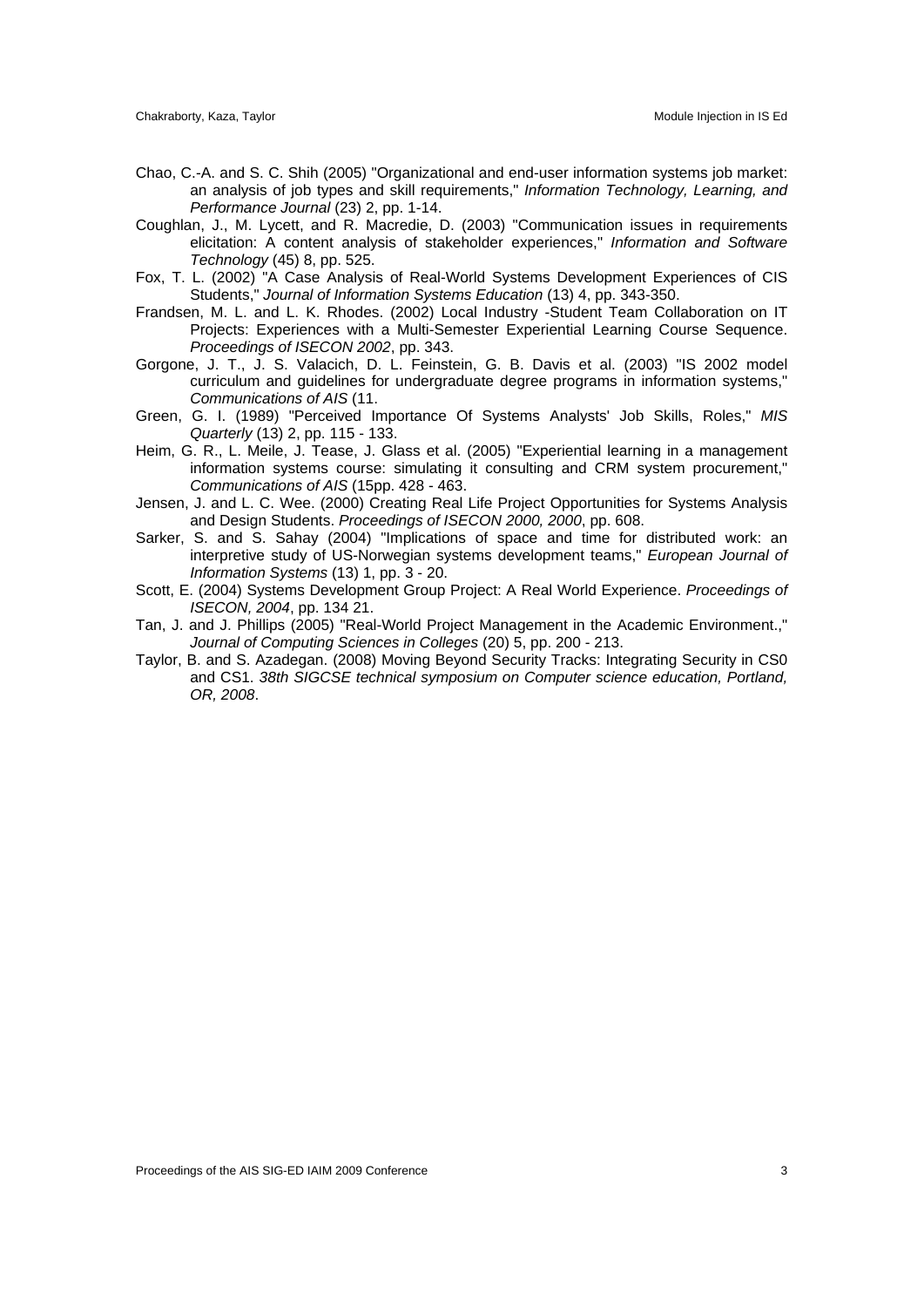Chao, C.-A. and S. C. Shih (2005) "Organizational and end-user information systems job market: an analysis of job types and skill requirements," *Information Technology, Learning, and Performance Journal* (23) 2, pp. 1-14.

Coughlan, J., M. Lycett, and R. Macredie, D. (2003) "Communication issues in requirements elicitation: A content analysis of stakeholder experiences," *Information and Software Technology* (45) 8, pp. 525.

Fox, T. L. (2002) "A Case Analysis of Real-World Systems Development Experiences of CIS Students," *Journal of Information Systems Education* (13) 4, pp. 343-350.

Frandsen, M. L. and L. K. Rhodes. (2002) Local Industry -Student Team Collaboration on IT Projects: Experiences with a Multi-Semester Experiential Learning Course Sequence. *Proceedings of ISECON 2002*, pp. 343.

Gorgone, J. T., J. S. Valacich, D. L. Feinstein, G. B. Davis et al. (2003) "IS 2002 model curriculum and guidelines for undergraduate degree programs in information systems," *Communications of AIS* (11.

Green, G. I. (1989) "Perceived Importance Of Systems Analysts' Job Skills, Roles," *MIS Quarterly* (13) 2, pp. 115 - 133.

Heim, G. R., L. Meile, J. Tease, J. Glass et al. (2005) "Experiential learning in a management information systems course: simulating it consulting and CRM system procurement," *Communications of AIS* (15pp. 428 - 463.

Jensen, J. and L. C. Wee. (2000) Creating Real Life Project Opportunities for Systems Analysis and Design Students. *Proceedings of ISECON 2000, 2000*, pp. 608.

Sarker, S. and S. Sahay (2004) "Implications of space and time for distributed work: an interpretive study of US-Norwegian systems development teams," *European Journal of Information Systems* (13) 1, pp. 3 - 20.

Scott, E. (2004) Systems Development Group Project: A Real World Experience. *Proceedings of ISECON, 2004*, pp. 134 21.

Tan, J. and J. Phillips (2005) "Real-World Project Management in the Academic Environment.," *Journal of Computing Sciences in Colleges* (20) 5, pp. 200 - 213.

Taylor, B. and S. Azadegan. (2008) Moving Beyond Security Tracks: Integrating Security in CS0 and CS1. *38th SIGCSE technical symposium on Computer science education, Portland, OR, 2008*.